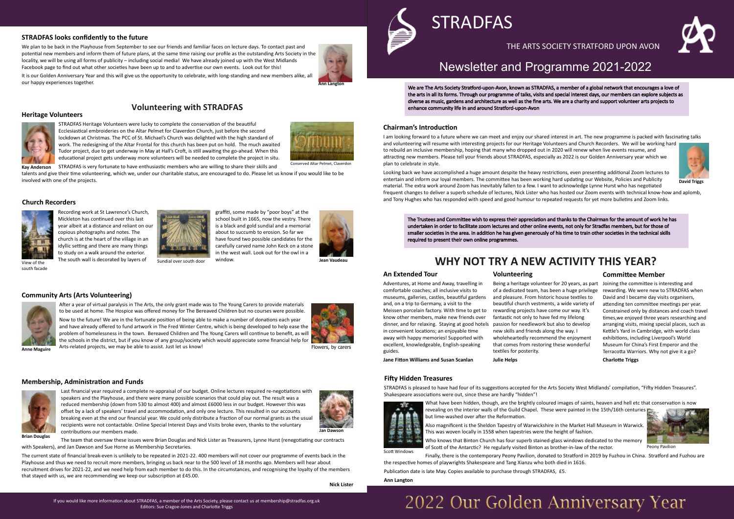# STRADFAS

THE ARTS SOCIETY STRATFORD UPON AVON

## Newsletter and Programme 2021-2022

**We are The Arts Society Stratford-upon-Avon, known as STRADFAS, a member of a global network that encourages a love of the arts in all its forms. Through our programme of talks, visits and special interest days, our members can explore subjects as diverse as music, gardens and architecture as well as the fine arts. We are a charity and support volunteer arts projects to enhance community life in and around Stratford-upon-Avon**

### Chairman's Introduction

I am looking forward to a future where we can meet and enjoy our shared interest in art. The new programme is packed with fascinating talks and volunteering will resume with interesting projects for our Heritage Volunteers and Church Recorders. We will be working hard to rebuild an inclusive membership, hoping that many who dropped out in 2020 will renew when live events resume, and attracting new members. Please tell your friends about STRADFAS, especially as 2022 is our Golden Anniversary year which we plan to celebrate in style.

Looking back we have accomplished a huge amount despite the heavy restrictions, even presenting additional Zoom lectures to entertain and inform our loyal members. The committee has been working hard updating our Website, Policies and Publicity material. The extra work around Zoom has inevitably fallen to a few. I want to acknowledge Lynne Hurst who has negotiated frequent changes to deliver a superb schedule of lectures, Nick Lister who has hosted our Zoom events with technical know-how and aplomb, and Tony Hughes who has responded with speed and good humour to repeated requests for yet more bulletins and Zoom links.

**David Triggs**

**The Trustees and Committee wish to express their appreciation and thanks to the Chairman for the amount of work he has undertaken in order to facilitate zoom lectures and other online events, not only for Stradfas members, but for those of smaller societies in the area. In addition he has given generously of his time to train other societies in the technical skills required to present their own online programmes.**

## WHY NOT TRY A NEW ACTIVITY THIS YEAR?

### An Extended Tour

Adventures, at Home and Away, travelling in comfortable coaches; all inclusive visits to museums, galleries, castles, beautiful gardens and, on a trip to Germany, a visit to the Meissen porcelain factory. With time to get to know other members, make new friends over dinner, and for relaxing. Staying at good hotels in convenient locations; an enjoyable time away with happy memories! Supported with excellent, knowledgeable, English-speaking guides.

**Jane Fitton Williams and Susan Scanlan**

### Volunteering

Being a heritage volunteer for 20 years, as part of a dedicated team, has been a huge privilege and pleasure. From historic house textiles to beautiful church vestments, a wide variety of rewarding projects have come our way. It's fantastic not only to have fed my lifelong passion for needlework but also to develop new skills and friends along the way. I wholeheartedly recommend the enjoyment that comes from restoring these wonderful textiles for posterity.

**Julie Helps**

### Committee Member

Joining the committee is interesting and rewarding. We were new to STRADFAS when David and I became day visits organisers, attending ten committee meetings per year. Constrained only by distances and coach travel times,we enjoyed three years researching and arranging visits, mixing special places, such as Kettle's Yard in Cambridge, with world class exhibitions, including Liverpool's World Museum for China's First Emperor and the Terracotta Warriors. Why not give it a go?

**Charlotte Triggs**

### Fifty Hidden Treasures

STRADFAS is pleased to have had four of its suggestions accepted for the Arts Society West Midlands' compilation, "Fifty Hidden Treasures". Shakespeare associations were out, since these are hardly "hidden"!

What have been hidden, though, are the brightly coloured images of saints, heaven and hell etc that conservation is now revealing on the interior walls of the Guild Chapel. These were painted in the 15th/16th centuries but lime-washed over after the Reformation.

Also magnificent is the Sheldon Tapestry of Warwickshire in the Market Hall Museum in Warwick. This was woven locally in 1558 when tapestries were the height of fashion.

Who knows that Binton Church has four superb stained-glass windows dedicated to the memory of Scott of the Antarctic? He regularly visited Binton as brother-in-law of the rector.

Scott Windows

Peony Pavilion

Finally, there is the contemporary Peony Pavilion, donated to Stratford in 2019 by Fuzhou in China. Stratford and Fuzhou are the respective homes of playwrights Shakespeare and Tang Xianzu who both died in 1616.

Publication date is late May. Copies available to purchase through STRADFAS, £5.

**Ann Langton**

### STRADFAS looks confidently to the future

We plan to be back in the Playhouse from September to see our friends and familiar faces on lecture days. To contact past and potential new members and inform them of future plans, at the same time raising our profile as the outstanding Arts Society in the locality, we will be using all forms of publicity – including social media! We have already joined up with the West Midlands Facebook page to find out what other societies have been up to and advertise our own events. Look out for this!

It is our Golden Anniversary Year and this will give us the opportunity to celebrate, with long-standing and new members alike, all our happy experiences together.

**Ann Langton**

## Volunteering with STRADFAS

### Heritage Volunteers

STRADFAS Heritage Volunteers were lucky to complete the conservation of the beautiful Ecclesiastical embroideries on the Altar Pelmet for Claverdon Church, just before the second lockdown at Christmas. The PCC of St. Michael's Church was delighted with the high standard of work. The redesigning of the Altar Frontal for this church has been put on hold. The much awaited Tudor project, due to get underway in May at Hall's Croft, is still awaiting the go-ahead. When this educational project gets underway more volunteers will be needed to complete the project in situ.

Conserved Altar Pelmet, Claverdon

STRADFAS is very fortunate to have enthusiastic members who are willing to share their skills and talents and give their time volunteering, which we, under our charitable status, are encouraged to do. Please let us know if you would like to be involved with one of the projects.

**Kay Anderson**

### Church Recorders

Recording work at St Lawrence's Church, Mickleton has continued over this last year albeit at a distance and reliant on our copious photographs and notes. The church is at the heart of the village in an idyllic setting and there are many things to study on a walk around the exterior. The south wall is decorated by layers of graffiti, some made by "poor boys" at the school built in 1665, now the vestry. There is a black and gold sundial and a memorial about to succumb to erosion. So far we have found two possible candidates for the carefully carved name John Keck on a stone in the west wall. Look out for the owl in a window.

View of the south facade

Sundial over south door

**Jean Vaudeau**

### Community Arts (Arts Volunteering)

After a year of virtual paralysis in The Arts, the only grant made was to The Young Carers to provide materials to be used at home. The Hospice was offered money for The Bereaved Children but no courses were possible.

Now to the future! We are in the fortunate position of being able to make a number of donations each year and have already offered to fund artwork in The Fred Winter Centre, which is being developed to help ease the problem of homelessness in the town. Bereaved Children and The Young Carers will continue to benefit, as will the schools in the district, but if you know of any group/society which would appreciate some financial help for Arts-related projects, we may be able to assist. Just let us know!

Flowers, by carers

**Anne Maguire**

### Membership, Administration and Funds

Last financial year required a complete re-appraisal of our budget. Online lectures required re-negotiations with speakers and the Playhouse, and there were many possible scenarios that could play out. The result was a reduced membership (down from 530 to almost 400) and almost £6000 less in our budget. However this was offset by a lack of speakers' travel and accommodation, and only one lecture. This resulted in our accounts breaking even at the end our financial year. We could only distribute a fraction of our normal grants as the usual recipients were not contactable. Online Special Interest Days and Visits broke even, thanks to the voluntary contributions our members made.

**Brian Douglas**

**Jan Dawson**

The team that oversaw these issues were Brian Douglas and Nick Lister as Treasurers, Lynne Hurst (renegotiating our contracts with Speakers), and Jan Dawson and Sue Horne as Membership Secretaries.

The current state of financial break-even is unlikely to be repeated in 2021-22. 400 members will not cover our programme of events back in the Playhouse and thus we need to recruit more members, bringing us back near to the 500 level of 18 months ago. Members will hear about recruitment drives for 2021-22, and we need help from each member to do this. In the circumstances, and recognising the loyalty of the members that stayed with us, we are recommending we keep our subscription at £45.00.

**Nick Lister**

If you would like more information about STRADFAS, a member of the Arts Society, please contact us at membership@stradfas.org.uk
Editors: Sue Cragoe-Jones and Charlotte Triggs

# 2022 Our Golden Anniversary Year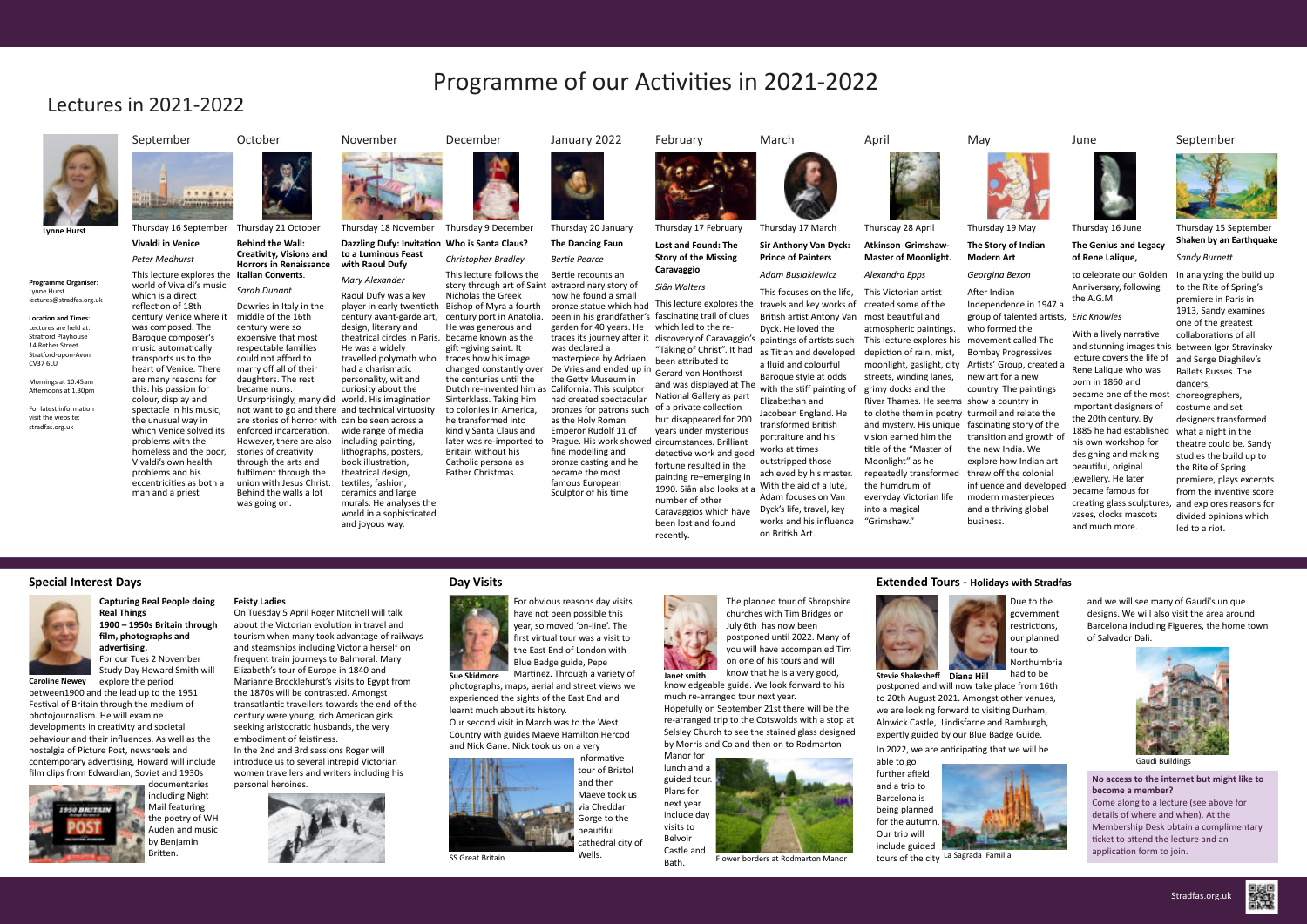# Programme of our Activities in 2021-2022

## Lectures in 2021-2022

Lynne Hurst

**Programme Organiser**:
Lynne Hurst
lectures@stradfas.org.uk

**Location and Times**:
Lectures are held at:
Stratford Playhouse
14 Rother Street
Stratford-upon-Avon
CV37 6LU

Mornings at 10.45am
Afternoons at 1.30pm

For latest information visit the website:
stradfas.org.uk

### September

Thursday 16 September

**Vivaldi in Venice**

*Peter Medhurst*

This lecture explores the world of Vivaldi's music which is a direct reflection of 18th century Venice where it was composed. The Baroque composer's music automatically transports us to the heart of Venice. There are many reasons for this: his passion for colour, display and spectacle in his music, the unusual way in which Venice solved its problems with the homeless and the poor, Vivaldi's own health problems and his eccentricities as both a man and a priest

### October

Thursday 21 October

**Behind the Wall: Creativity, Visions and Horrors in Renaissance Italian Convents**.

*Sarah Dunant*

Dowries in Italy in the middle of the 16th century were so expensive that most respectable families could not afford to marry off all of their daughters. The rest became nuns. Unsurprisingly, many did not want to go and there are stories of horror with enforced incarceration. However, there are also stories of creativity through the arts and fulfilment through the union with Jesus Christ. Behind the walls a lot was going on.

### November

Thursday 18 November

**Dazzling Dufy: Invitation to a Luminous Feast with Raoul Dufy**

*Mary Alexander*

Raoul Dufy was a key player in early twentieth century avant-garde art, design, literary and theatrical circles in Paris. He was a widely travelled polymath who had a charismatic personality, wit and curiosity about the world. His imagination and technical virtuosity can be seen across a wide range of media including painting, lithographs, posters, book illustration, theatrical design, textiles, fashion, ceramics and large murals. He analyses the world in a sophisticated and joyous way.

### December

Thursday 9 December

**Who is Santa Claus?**

*Christopher Bradley*

This lecture follows the story through art of Saint Nicholas the Greek Bishop of Myra a fourth century port in Anatolia. He was generous and gift –giving saint. It became known as the traces how his image changed constantly over the centuries until the Dutch re-invented him as Sinterklass. Taking him to colonies in America, he transformed into kindly Santa Claus and later was re-imported to Britain without his Catholic persona as Father Christmas.

### January 2022

Thursday 20 January

**The Dancing Faun**

*Bertie Pearce*

Bertie recounts an extraordinary story of how he found a small bronze statue which had been in his grandfather's garden for 40 years. He traces its journey after it was declared a masterpiece by Adriaen De Vries and ended up in the Getty Museum in California. This sculptor had created spectacular bronzes for patrons such as the Holy Roman Emperor Rudolf 11 of Prague. His work showed fine modelling and bronze casting and he became the most famous European Sculptor of his time

### February

Thursday 17 February

**Lost and Found: The Story of the Missing Caravaggio**

*Siân Walters*

This lecture explores the fascinating trail of clues which led to the re-discovery of Caravaggio's "Taking of Christ". It had been attributed to Gerard von Honthorst and was displayed at The National Gallery as part of a private collection but disappeared for 200 years under mysterious circumstances. Brilliant detective work and good fortune resulted in the painting re–emerging in 1990. Siân also looks at a number of other Caravaggios which have been lost and found recently.

### March

Thursday 17 March

**Sir Anthony Van Dyck: Prince of Painters**

*Adam Busiakiewicz*

This focuses on the life, travels and key works of British artist Antony Van Dyck. He loved the paintings of artists such as Titian and developed a fluid and colourful Baroque style at odds with the stiff painting of Elizabethan and Jacobean England. He transformed British portraiture and his works at times outstripped those achieved by his master. With the aid of a lute, Adam focuses on Van Dyck's life, travel, key works and his influence on British Art.

### April

Thursday 28 April

**Atkinson Grimshaw- Master of Moonlight.**

*Alexandra Epps*

This Victorian artist created some of the most beautiful and atmospheric paintings. This lecture explores his depiction of rain, mist, moonlight, gaslight, city streets, winding lanes, grimy docks and the River Thames. He seems to clothe them in poetry and mystery. His unique vision earned him the title of the "Master of Moonlight" as he repeatedly transformed the humdrum of everyday Victorian life into a magical "Grimshaw."

### May

Thursday 19 May

**The Story of Indian Modern Art**

*Georgina Bexon*

After Indian Independence in 1947 a group of talented artists, who formed the movement called The Bombay Progressives Artists' Group, created a new art for a new country. The paintings show a country in turmoil and relate the fascinating story of the transition and growth of the new India. We explore how Indian art threw off the colonial influence and developed modern masterpieces and a thriving global business.

### June

Thursday 16 June

**The Genius and Legacy of Rene Lalique,**

to celebrate our Golden Anniversary, following the A.G.M

*Eric Knowles*

With a lively narrative and stunning images this lecture covers the life of Rene Lalique who was born in 1860 and became one of the most important designers of the 20th century. By 1885 he had established his own workshop for designing and making beautiful, original jewellery. He later became famous for creating glass sculptures, vases, clocks mascots and much more.

### September

Thursday 15 September

**Shaken by an Earthquake**

*Sandy Burnett*

In analyzing the build up to the Rite of Spring's premiere in Paris in 1913, Sandy examines one of the greatest collaborations of all between Igor Stravinsky and Serge Diaghilev's Ballets Russes. The dancers, choreographers, costume and set designers transformed what a night in the theatre could be. Sandy studies the build up to the Rite of Spring premiere, plays excerpts from the inventive score and explores reasons for divided opinions which led to a riot.

## Special Interest Days

**Capturing Real People doing Real Things**
**1900 – 1950s Britain through film, photographs and advertising.**

Caroline Newey

For our Tues 2 November Study Day Howard Smith will explore the period between1900 and the lead up to the 1951 Festival of Britain through the medium of photojournalism. He will examine developments in creativity and societal behaviour and their influences. As well as the nostalgia of Picture Post, newsreels and contemporary advertising, Howard will include film clips from Edwardian, Soviet and 1930s documentaries including Night Mail featuring the poetry of WH Auden and music by Benjamin Britten.

**Feisty Ladies**

On Tuesday 5 April Roger Mitchell will talk about the Victorian evolution in travel and tourism when many took advantage of railways and steamships including Victoria herself on frequent train journeys to Balmoral. Mary Elizabeth's tour of Europe in 1840 and Marianne Brocklehurst's visits to Egypt from the 1870s will be contrasted. Amongst transatlantic travellers towards the end of the century were young, rich American girls seeking aristocratic husbands, the very embodiment of feistiness.

In the 2nd and 3rd sessions Roger will introduce us to several intrepid Victorian women travellers and writers including his personal heroines.

## Day Visits

Sue Skidmore

For obvious reasons day visits have not been possible this year, so moved 'on-line'. The first virtual tour was a visit to the East End of London with Blue Badge guide, Pepe Martinez. Through a variety of photographs, maps, aerial and street views we experienced the sights of the East End and learnt much about its history.

Our second visit in March was to the West Country with guides Maeve Hamilton Hercod and Nick Gane. Nick took us on a very informative tour of Bristol and then Maeve took us via Cheddar Gorge to the beautiful cathedral city of Wells.

SS Great Britain

Janet smith

The planned tour of Shropshire churches with Tim Bridges on July 6th has now been postponed until 2022. Many of you will have accompanied Tim on one of his tours and will know that he is a very good, knowledgeable guide. We look forward to his much re-arranged tour next year.

Hopefully on September 21st there will be the re-arranged trip to the Cotswolds with a stop at Selsley Church to see the stained glass designed by Morris and Co and then on to Rodmarton Manor for lunch and a guided tour. Plans for next year include day visits to Belvoir Castle and Bath.

Flower borders at Rodmarton Manor

## Extended Tours - Holidays with Stradfas

Stevie Shakesheff Diana Hill

Due to the government restrictions, our planned tour to Northumbria had to be postponed and will now take place from 16th to 20th August 2021. Amongst other venues, we are looking forward to visiting Durham, Alnwick Castle, Lindisfarne and Bamburgh, expertly guided by our Blue Badge Guide.

In 2022, we are anticipating that we will be able to go further afield and a trip to Barcelona is being planned for the autumn. Our trip will include guided tours of the city and we will see many of Gaudi's unique designs. We will also visit the area around Barcelona including Figueres, the home town of Salvador Dali.

La Sagrada Familia

Gaudi Buildings

**No access to the internet but might like to become a member?**

Come along to a lecture (see above for details of where and when). At the Membership Desk obtain a complimentary ticket to attend the lecture and an application form to join.

Stradfas.org.uk